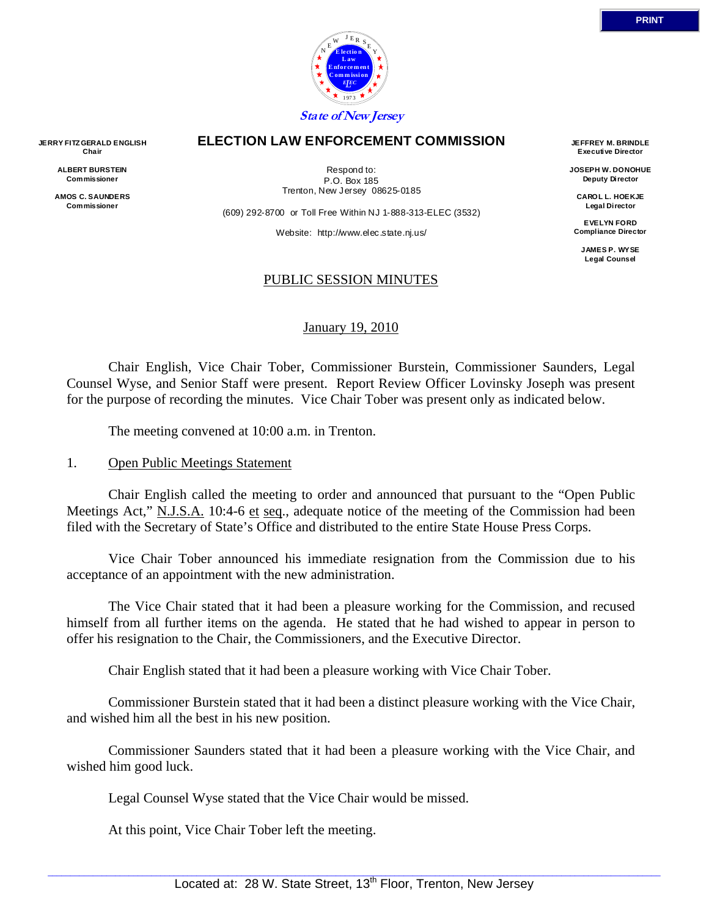State of New Jersey

# ELECTION LAW ENFORCEMENT COMMISSION

**JERRY FITZGERALD ENGLISH**
**Chair**

**ALBERT BURSTEIN**
**Commissioner**

**AMOS C. SAUNDERS**
**Commissioner**

Respond to:
P.O. Box 185
Trenton, New Jersey 08625-0185

(609) 292-8700 or Toll Free Within NJ 1-888-313-ELEC (3532)

Website: http://www.elec.state.nj.us/

**JEFFREY M. BRINDLE**
**Executive Director**

**JOSEPH W. DONOHUE**
**Deputy Director**

**CAROL L. HOEKJE**
**Legal Director**

**EVELYN FORD**
**Compliance Director**

**JAMES P. WYSE**
**Legal Counsel**

## PUBLIC SESSION MINUTES

January 19, 2010

Chair English, Vice Chair Tober, Commissioner Burstein, Commissioner Saunders, Legal Counsel Wyse, and Senior Staff were present. Report Review Officer Lovinsky Joseph was present for the purpose of recording the minutes. Vice Chair Tober was present only as indicated below.

The meeting convened at 10:00 a.m. in Trenton.

1. Open Public Meetings Statement

Chair English called the meeting to order and announced that pursuant to the "Open Public Meetings Act," N.J.S.A. 10:4-6 et seq., adequate notice of the meeting of the Commission had been filed with the Secretary of State's Office and distributed to the entire State House Press Corps.

Vice Chair Tober announced his immediate resignation from the Commission due to his acceptance of an appointment with the new administration.

The Vice Chair stated that it had been a pleasure working for the Commission, and recused himself from all further items on the agenda. He stated that he had wished to appear in person to offer his resignation to the Chair, the Commissioners, and the Executive Director.

Chair English stated that it had been a pleasure working with Vice Chair Tober.

Commissioner Burstein stated that it had been a distinct pleasure working with the Vice Chair, and wished him all the best in his new position.

Commissioner Saunders stated that it had been a pleasure working with the Vice Chair, and wished him good luck.

Legal Counsel Wyse stated that the Vice Chair would be missed.

At this point, Vice Chair Tober left the meeting.

Located at: 28 W. State Street, 13th Floor, Trenton, New Jersey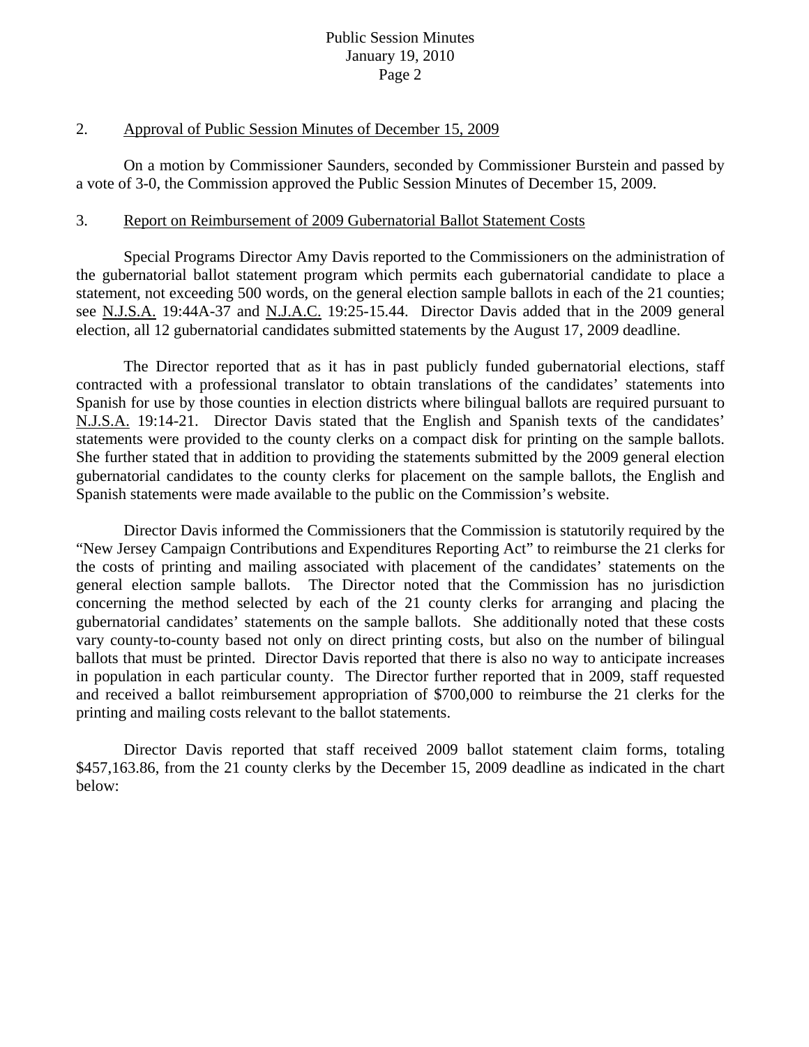2. <u>Approval of Public Session Minutes of December 15, 2009</u>

On a motion by Commissioner Saunders, seconded by Commissioner Burstein and passed by a vote of 3-0, the Commission approved the Public Session Minutes of December 15, 2009.

3. <u>Report on Reimbursement of 2009 Gubernatorial Ballot Statement Costs</u>

Special Programs Director Amy Davis reported to the Commissioners on the administration of the gubernatorial ballot statement program which permits each gubernatorial candidate to place a statement, not exceeding 500 words, on the general election sample ballots in each of the 21 counties; see N.J.S.A. 19:44A-37 and N.J.A.C. 19:25-15.44. Director Davis added that in the 2009 general election, all 12 gubernatorial candidates submitted statements by the August 17, 2009 deadline.

The Director reported that as it has in past publicly funded gubernatorial elections, staff contracted with a professional translator to obtain translations of the candidates' statements into Spanish for use by those counties in election districts where bilingual ballots are required pursuant to N.J.S.A. 19:14-21. Director Davis stated that the English and Spanish texts of the candidates' statements were provided to the county clerks on a compact disk for printing on the sample ballots. She further stated that in addition to providing the statements submitted by the 2009 general election gubernatorial candidates to the county clerks for placement on the sample ballots, the English and Spanish statements were made available to the public on the Commission's website.

Director Davis informed the Commissioners that the Commission is statutorily required by the "New Jersey Campaign Contributions and Expenditures Reporting Act" to reimburse the 21 clerks for the costs of printing and mailing associated with placement of the candidates' statements on the general election sample ballots. The Director noted that the Commission has no jurisdiction concerning the method selected by each of the 21 county clerks for arranging and placing the gubernatorial candidates' statements on the sample ballots. She additionally noted that these costs vary county-to-county based not only on direct printing costs, but also on the number of bilingual ballots that must be printed. Director Davis reported that there is also no way to anticipate increases in population in each particular county. The Director further reported that in 2009, staff requested and received a ballot reimbursement appropriation of $700,000 to reimburse the 21 clerks for the printing and mailing costs relevant to the ballot statements.

Director Davis reported that staff received 2009 ballot statement claim forms, totaling $457,163.86, from the 21 county clerks by the December 15, 2009 deadline as indicated in the chart below: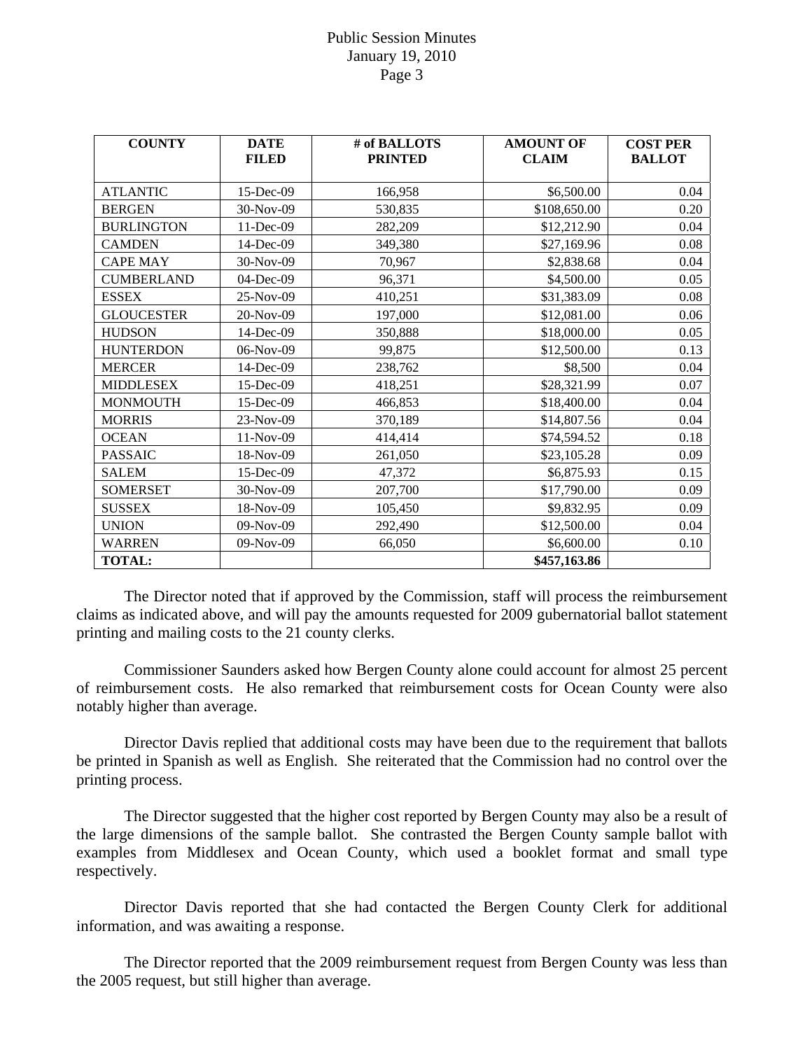| COUNTY | DATE FILED | # of BALLOTS PRINTED | AMOUNT OF CLAIM | COST PER BALLOT |
|---|---|---|---|---|
| ATLANTIC | 15-Dec-09 | 166,958 | $6,500.00 | 0.04 |
| BERGEN | 30-Nov-09 | 530,835 | $108,650.00 | 0.20 |
| BURLINGTON | 11-Dec-09 | 282,209 | $12,212.90 | 0.04 |
| CAMDEN | 14-Dec-09 | 349,380 | $27,169.96 | 0.08 |
| CAPE MAY | 30-Nov-09 | 70,967 | $2,838.68 | 0.04 |
| CUMBERLAND | 04-Dec-09 | 96,371 | $4,500.00 | 0.05 |
| ESSEX | 25-Nov-09 | 410,251 | $31,383.09 | 0.08 |
| GLOUCESTER | 20-Nov-09 | 197,000 | $12,081.00 | 0.06 |
| HUDSON | 14-Dec-09 | 350,888 | $18,000.00 | 0.05 |
| HUNTERDON | 06-Nov-09 | 99,875 | $12,500.00 | 0.13 |
| MERCER | 14-Dec-09 | 238,762 | $8,500 | 0.04 |
| MIDDLESEX | 15-Dec-09 | 418,251 | $28,321.99 | 0.07 |
| MONMOUTH | 15-Dec-09 | 466,853 | $18,400.00 | 0.04 |
| MORRIS | 23-Nov-09 | 370,189 | $14,807.56 | 0.04 |
| OCEAN | 11-Nov-09 | 414,414 | $74,594.52 | 0.18 |
| PASSAIC | 18-Nov-09 | 261,050 | $23,105.28 | 0.09 |
| SALEM | 15-Dec-09 | 47,372 | $6,875.93 | 0.15 |
| SOMERSET | 30-Nov-09 | 207,700 | $17,790.00 | 0.09 |
| SUSSEX | 18-Nov-09 | 105,450 | $9,832.95 | 0.09 |
| UNION | 09-Nov-09 | 292,490 | $12,500.00 | 0.04 |
| WARREN | 09-Nov-09 | 66,050 | $6,600.00 | 0.10 |
| **TOTAL:** | | | **$457,163.86** | |

The Director noted that if approved by the Commission, staff will process the reimbursement claims as indicated above, and will pay the amounts requested for 2009 gubernatorial ballot statement printing and mailing costs to the 21 county clerks.

Commissioner Saunders asked how Bergen County alone could account for almost 25 percent of reimbursement costs. He also remarked that reimbursement costs for Ocean County were also notably higher than average.

Director Davis replied that additional costs may have been due to the requirement that ballots be printed in Spanish as well as English. She reiterated that the Commission had no control over the printing process.

The Director suggested that the higher cost reported by Bergen County may also be a result of the large dimensions of the sample ballot. She contrasted the Bergen County sample ballot with examples from Middlesex and Ocean County, which used a booklet format and small type respectively.

Director Davis reported that she had contacted the Bergen County Clerk for additional information, and was awaiting a response.

The Director reported that the 2009 reimbursement request from Bergen County was less than the 2005 request, but still higher than average.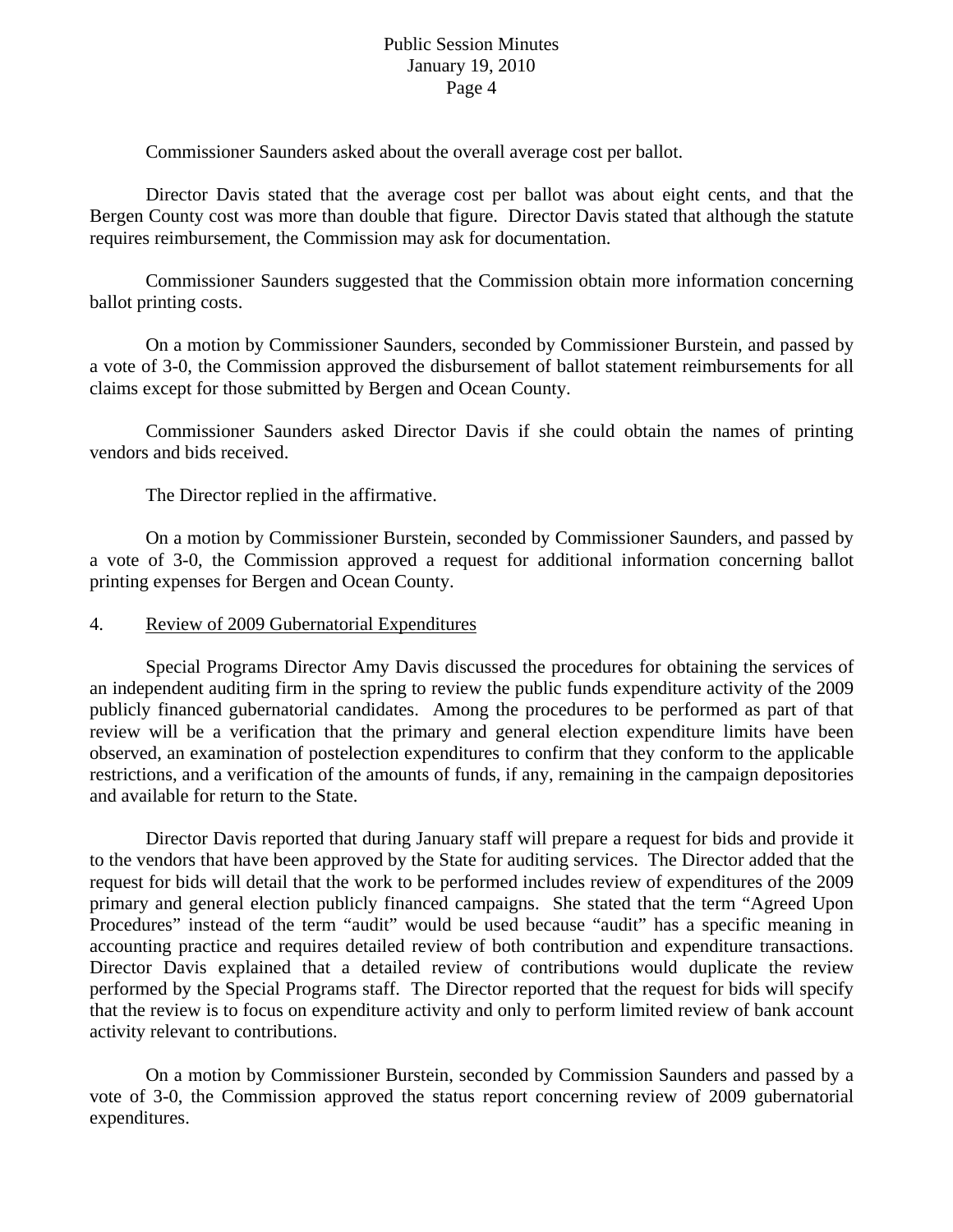Commissioner Saunders asked about the overall average cost per ballot.

Director Davis stated that the average cost per ballot was about eight cents, and that the Bergen County cost was more than double that figure. Director Davis stated that although the statute requires reimbursement, the Commission may ask for documentation.

Commissioner Saunders suggested that the Commission obtain more information concerning ballot printing costs.

On a motion by Commissioner Saunders, seconded by Commissioner Burstein, and passed by a vote of 3-0, the Commission approved the disbursement of ballot statement reimbursements for all claims except for those submitted by Bergen and Ocean County.

Commissioner Saunders asked Director Davis if she could obtain the names of printing vendors and bids received.

The Director replied in the affirmative.

On a motion by Commissioner Burstein, seconded by Commissioner Saunders, and passed by a vote of 3-0, the Commission approved a request for additional information concerning ballot printing expenses for Bergen and Ocean County.

4. Review of 2009 Gubernatorial Expenditures

Special Programs Director Amy Davis discussed the procedures for obtaining the services of an independent auditing firm in the spring to review the public funds expenditure activity of the 2009 publicly financed gubernatorial candidates. Among the procedures to be performed as part of that review will be a verification that the primary and general election expenditure limits have been observed, an examination of postelection expenditures to confirm that they conform to the applicable restrictions, and a verification of the amounts of funds, if any, remaining in the campaign depositories and available for return to the State.

Director Davis reported that during January staff will prepare a request for bids and provide it to the vendors that have been approved by the State for auditing services. The Director added that the request for bids will detail that the work to be performed includes review of expenditures of the 2009 primary and general election publicly financed campaigns. She stated that the term "Agreed Upon Procedures" instead of the term "audit" would be used because "audit" has a specific meaning in accounting practice and requires detailed review of both contribution and expenditure transactions. Director Davis explained that a detailed review of contributions would duplicate the review performed by the Special Programs staff. The Director reported that the request for bids will specify that the review is to focus on expenditure activity and only to perform limited review of bank account activity relevant to contributions.

On a motion by Commissioner Burstein, seconded by Commission Saunders and passed by a vote of 3-0, the Commission approved the status report concerning review of 2009 gubernatorial expenditures.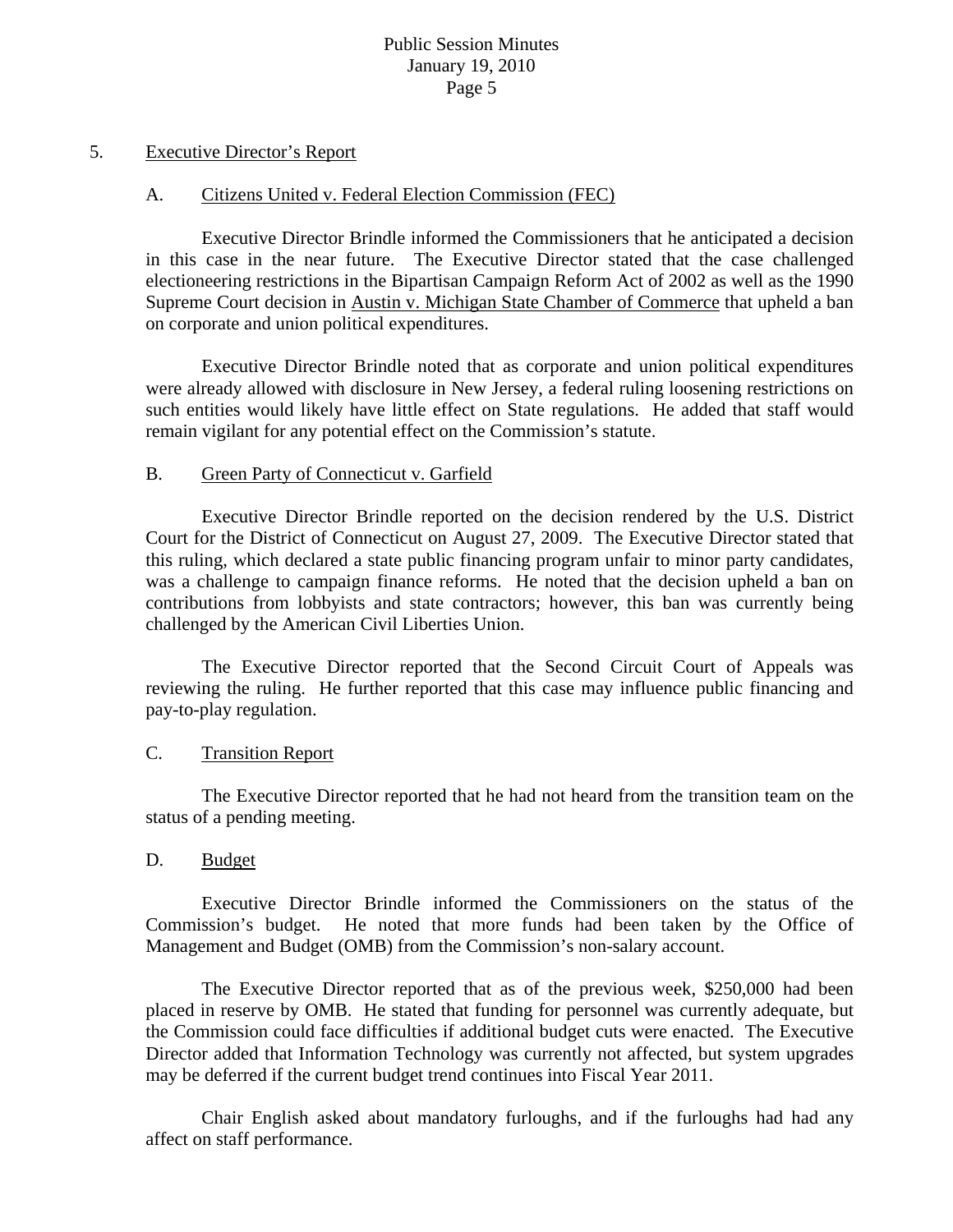5. Executive Director's Report

A. Citizens United v. Federal Election Commission (FEC)

Executive Director Brindle informed the Commissioners that he anticipated a decision in this case in the near future. The Executive Director stated that the case challenged electioneering restrictions in the Bipartisan Campaign Reform Act of 2002 as well as the 1990 Supreme Court decision in Austin v. Michigan State Chamber of Commerce that upheld a ban on corporate and union political expenditures.

Executive Director Brindle noted that as corporate and union political expenditures were already allowed with disclosure in New Jersey, a federal ruling loosening restrictions on such entities would likely have little effect on State regulations. He added that staff would remain vigilant for any potential effect on the Commission's statute.

B. Green Party of Connecticut v. Garfield

Executive Director Brindle reported on the decision rendered by the U.S. District Court for the District of Connecticut on August 27, 2009. The Executive Director stated that this ruling, which declared a state public financing program unfair to minor party candidates, was a challenge to campaign finance reforms. He noted that the decision upheld a ban on contributions from lobbyists and state contractors; however, this ban was currently being challenged by the American Civil Liberties Union.

The Executive Director reported that the Second Circuit Court of Appeals was reviewing the ruling. He further reported that this case may influence public financing and pay-to-play regulation.

C. Transition Report

The Executive Director reported that he had not heard from the transition team on the status of a pending meeting.

D. Budget

Executive Director Brindle informed the Commissioners on the status of the Commission's budget. He noted that more funds had been taken by the Office of Management and Budget (OMB) from the Commission's non-salary account.

The Executive Director reported that as of the previous week, $250,000 had been placed in reserve by OMB. He stated that funding for personnel was currently adequate, but the Commission could face difficulties if additional budget cuts were enacted. The Executive Director added that Information Technology was currently not affected, but system upgrades may be deferred if the current budget trend continues into Fiscal Year 2011.

Chair English asked about mandatory furloughs, and if the furloughs had had any affect on staff performance.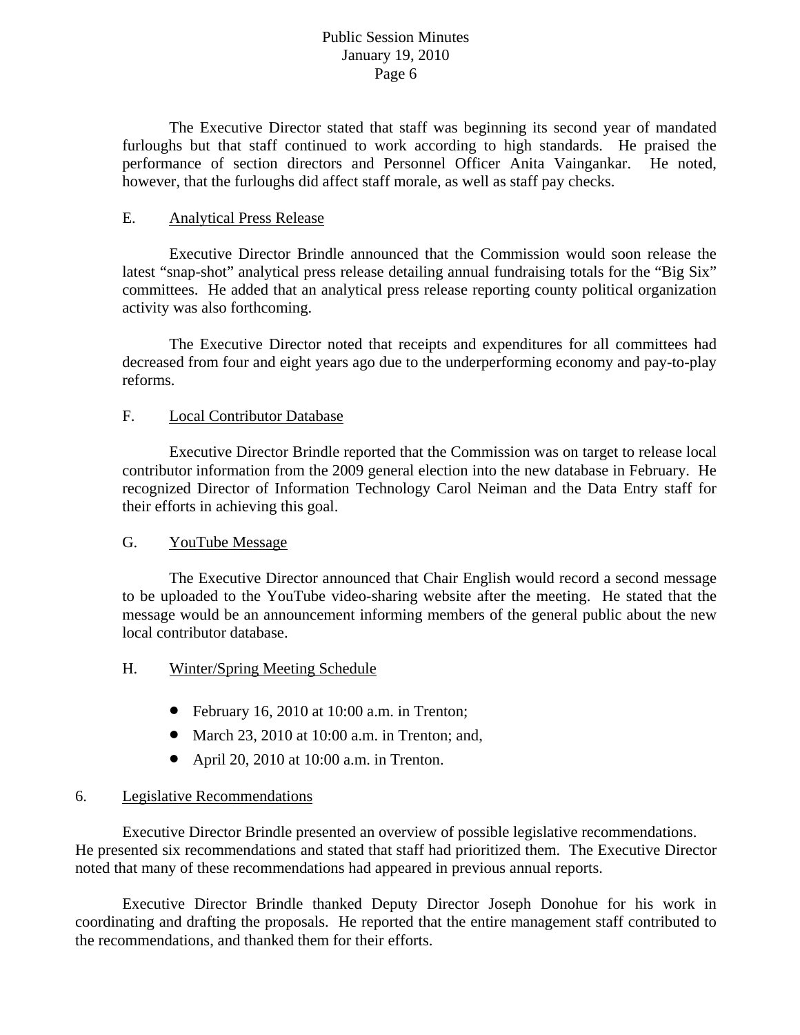The Executive Director stated that staff was beginning its second year of mandated furloughs but that staff continued to work according to high standards. He praised the performance of section directors and Personnel Officer Anita Vaingankar. He noted, however, that the furloughs did affect staff morale, as well as staff pay checks.

E. Analytical Press Release

Executive Director Brindle announced that the Commission would soon release the latest "snap-shot" analytical press release detailing annual fundraising totals for the "Big Six" committees. He added that an analytical press release reporting county political organization activity was also forthcoming.

The Executive Director noted that receipts and expenditures for all committees had decreased from four and eight years ago due to the underperforming economy and pay-to-play reforms.

F. Local Contributor Database

Executive Director Brindle reported that the Commission was on target to release local contributor information from the 2009 general election into the new database in February. He recognized Director of Information Technology Carol Neiman and the Data Entry staff for their efforts in achieving this goal.

G. YouTube Message

The Executive Director announced that Chair English would record a second message to be uploaded to the YouTube video-sharing website after the meeting. He stated that the message would be an announcement informing members of the general public about the new local contributor database.

H. Winter/Spring Meeting Schedule

- February 16, 2010 at 10:00 a.m. in Trenton;
- March 23, 2010 at 10:00 a.m. in Trenton; and,
- April 20, 2010 at 10:00 a.m. in Trenton.

6. Legislative Recommendations

Executive Director Brindle presented an overview of possible legislative recommendations. He presented six recommendations and stated that staff had prioritized them. The Executive Director noted that many of these recommendations had appeared in previous annual reports.

Executive Director Brindle thanked Deputy Director Joseph Donohue for his work in coordinating and drafting the proposals. He reported that the entire management staff contributed to the recommendations, and thanked them for their efforts.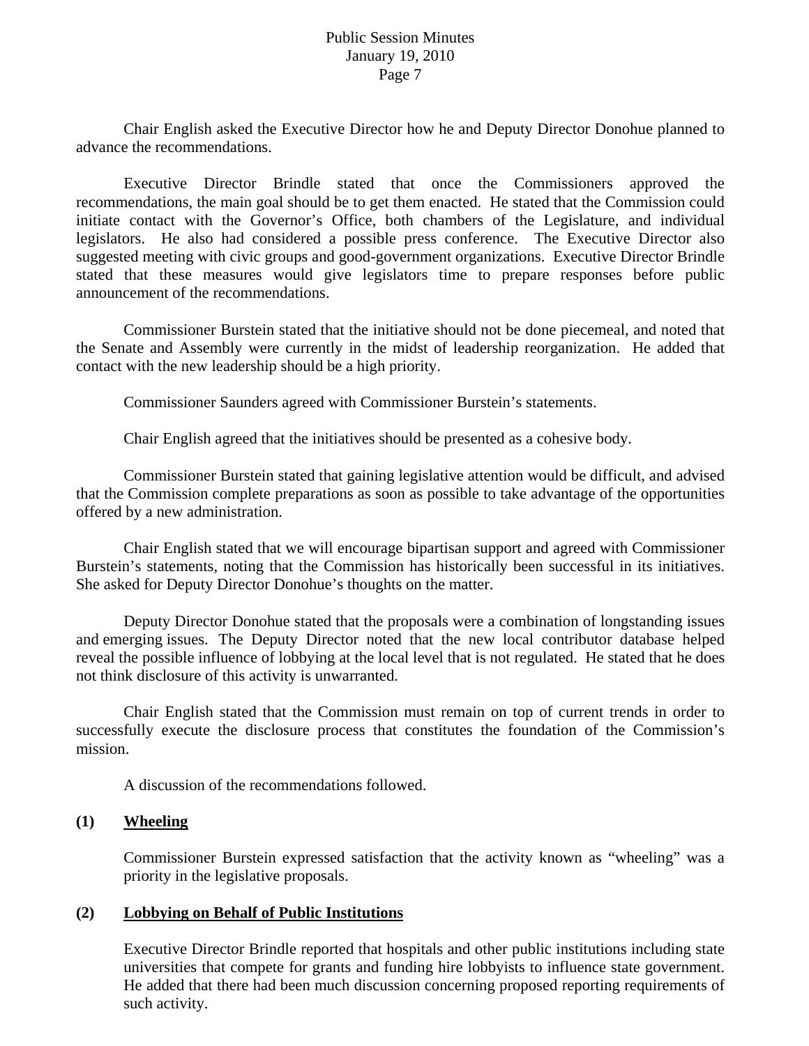Chair English asked the Executive Director how he and Deputy Director Donohue planned to advance the recommendations.

Executive Director Brindle stated that once the Commissioners approved the recommendations, the main goal should be to get them enacted. He stated that the Commission could initiate contact with the Governor's Office, both chambers of the Legislature, and individual legislators. He also had considered a possible press conference. The Executive Director also suggested meeting with civic groups and good-government organizations. Executive Director Brindle stated that these measures would give legislators time to prepare responses before public announcement of the recommendations.

Commissioner Burstein stated that the initiative should not be done piecemeal, and noted that the Senate and Assembly were currently in the midst of leadership reorganization. He added that contact with the new leadership should be a high priority.

Commissioner Saunders agreed with Commissioner Burstein's statements.

Chair English agreed that the initiatives should be presented as a cohesive body.

Commissioner Burstein stated that gaining legislative attention would be difficult, and advised that the Commission complete preparations as soon as possible to take advantage of the opportunities offered by a new administration.

Chair English stated that we will encourage bipartisan support and agreed with Commissioner Burstein's statements, noting that the Commission has historically been successful in its initiatives. She asked for Deputy Director Donohue's thoughts on the matter.

Deputy Director Donohue stated that the proposals were a combination of longstanding issues and emerging issues. The Deputy Director noted that the new local contributor database helped reveal the possible influence of lobbying at the local level that is not regulated. He stated that he does not think disclosure of this activity is unwarranted.

Chair English stated that the Commission must remain on top of current trends in order to successfully execute the disclosure process that constitutes the foundation of the Commission's mission.

A discussion of the recommendations followed.

**(1) Wheeling**

Commissioner Burstein expressed satisfaction that the activity known as "wheeling" was a priority in the legislative proposals.

**(2) Lobbying on Behalf of Public Institutions**

Executive Director Brindle reported that hospitals and other public institutions including state universities that compete for grants and funding hire lobbyists to influence state government. He added that there had been much discussion concerning proposed reporting requirements of such activity.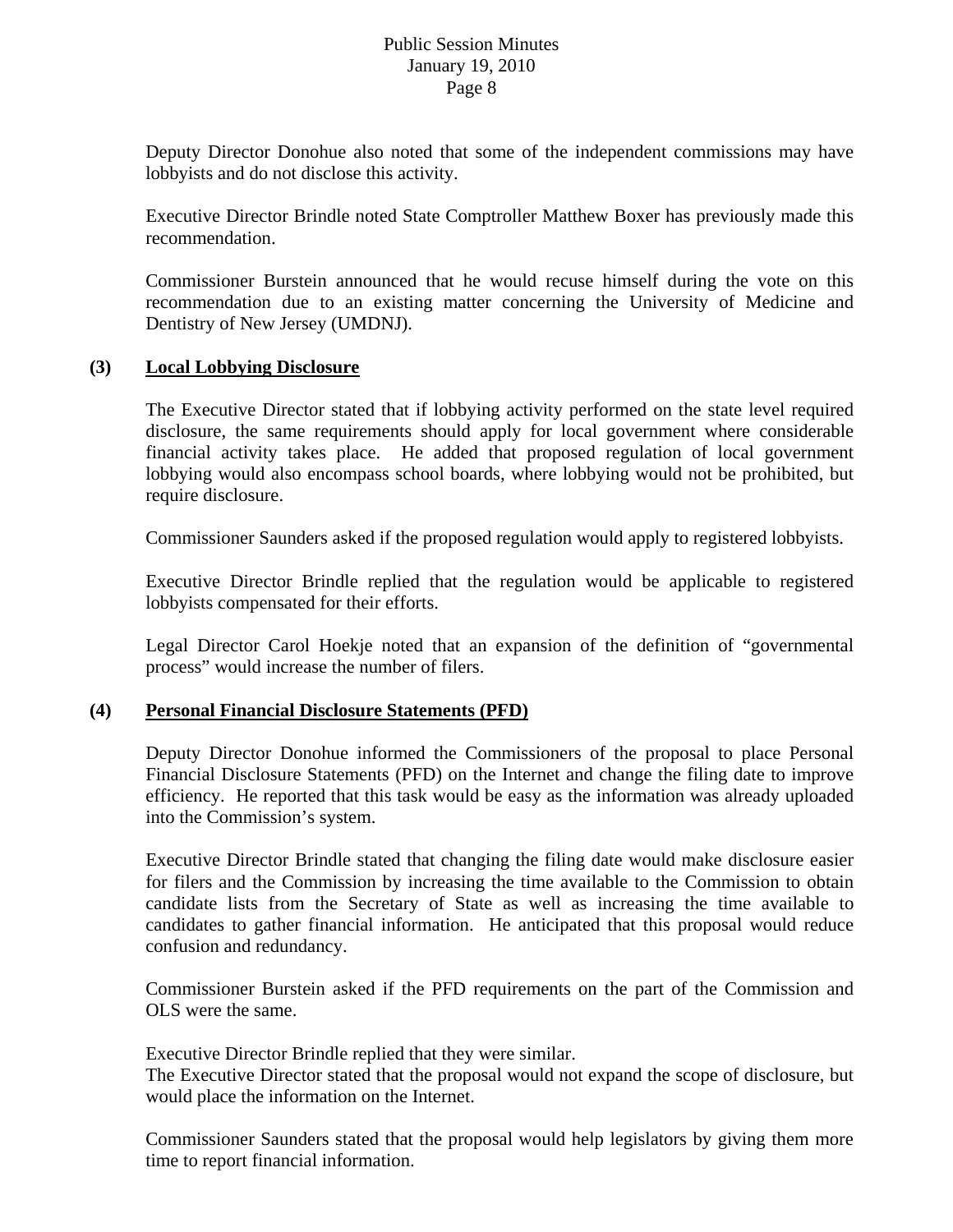Deputy Director Donohue also noted that some of the independent commissions may have lobbyists and do not disclose this activity.

Executive Director Brindle noted State Comptroller Matthew Boxer has previously made this recommendation.

Commissioner Burstein announced that he would recuse himself during the vote on this recommendation due to an existing matter concerning the University of Medicine and Dentistry of New Jersey (UMDNJ).

**(3) <u>Local Lobbying Disclosure</u>**

The Executive Director stated that if lobbying activity performed on the state level required disclosure, the same requirements should apply for local government where considerable financial activity takes place. He added that proposed regulation of local government lobbying would also encompass school boards, where lobbying would not be prohibited, but require disclosure.

Commissioner Saunders asked if the proposed regulation would apply to registered lobbyists.

Executive Director Brindle replied that the regulation would be applicable to registered lobbyists compensated for their efforts.

Legal Director Carol Hoekje noted that an expansion of the definition of "governmental process" would increase the number of filers.

**(4) <u>Personal Financial Disclosure Statements (PFD)</u>**

Deputy Director Donohue informed the Commissioners of the proposal to place Personal Financial Disclosure Statements (PFD) on the Internet and change the filing date to improve efficiency. He reported that this task would be easy as the information was already uploaded into the Commission's system.

Executive Director Brindle stated that changing the filing date would make disclosure easier for filers and the Commission by increasing the time available to the Commission to obtain candidate lists from the Secretary of State as well as increasing the time available to candidates to gather financial information. He anticipated that this proposal would reduce confusion and redundancy.

Commissioner Burstein asked if the PFD requirements on the part of the Commission and OLS were the same.

Executive Director Brindle replied that they were similar.
The Executive Director stated that the proposal would not expand the scope of disclosure, but would place the information on the Internet.

Commissioner Saunders stated that the proposal would help legislators by giving them more time to report financial information.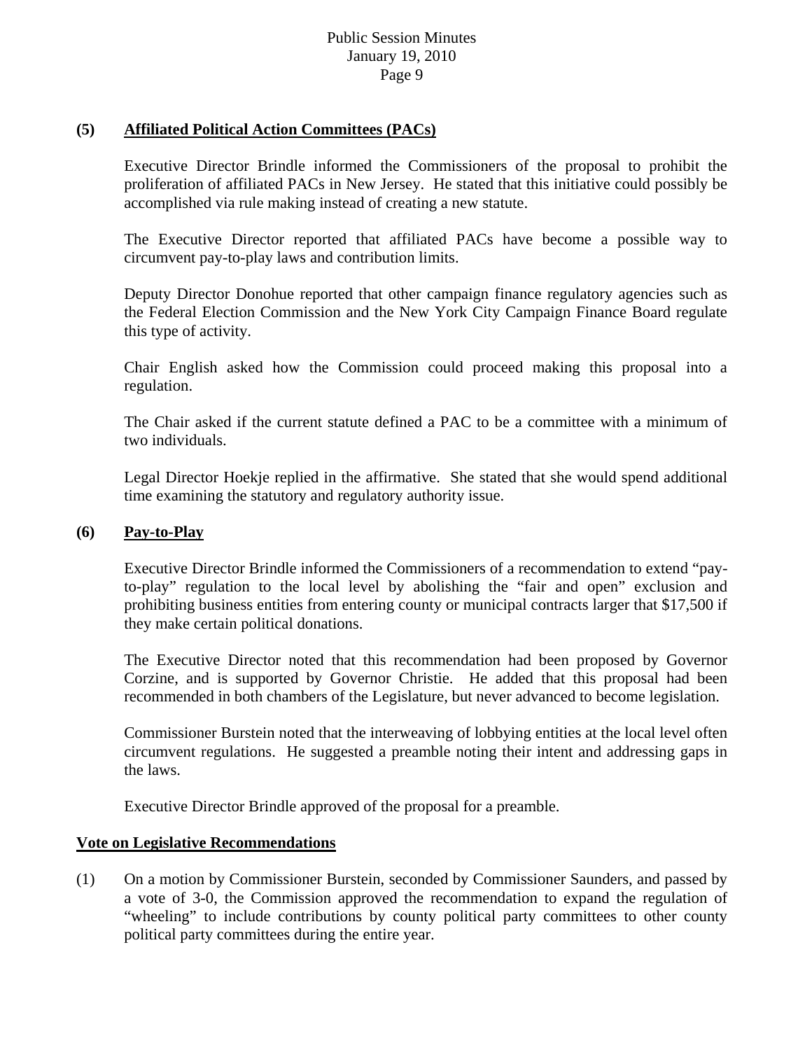**(5) Affiliated Political Action Committees (PACs)**

Executive Director Brindle informed the Commissioners of the proposal to prohibit the proliferation of affiliated PACs in New Jersey. He stated that this initiative could possibly be accomplished via rule making instead of creating a new statute.

The Executive Director reported that affiliated PACs have become a possible way to circumvent pay-to-play laws and contribution limits.

Deputy Director Donohue reported that other campaign finance regulatory agencies such as the Federal Election Commission and the New York City Campaign Finance Board regulate this type of activity.

Chair English asked how the Commission could proceed making this proposal into a regulation.

The Chair asked if the current statute defined a PAC to be a committee with a minimum of two individuals.

Legal Director Hoekje replied in the affirmative. She stated that she would spend additional time examining the statutory and regulatory authority issue.

**(6) Pay-to-Play**

Executive Director Brindle informed the Commissioners of a recommendation to extend "pay-to-play" regulation to the local level by abolishing the "fair and open" exclusion and prohibiting business entities from entering county or municipal contracts larger that $17,500 if they make certain political donations.

The Executive Director noted that this recommendation had been proposed by Governor Corzine, and is supported by Governor Christie. He added that this proposal had been recommended in both chambers of the Legislature, but never advanced to become legislation.

Commissioner Burstein noted that the interweaving of lobbying entities at the local level often circumvent regulations. He suggested a preamble noting their intent and addressing gaps in the laws.

Executive Director Brindle approved of the proposal for a preamble.

**Vote on Legislative Recommendations**

(1) On a motion by Commissioner Burstein, seconded by Commissioner Saunders, and passed by a vote of 3-0, the Commission approved the recommendation to expand the regulation of "wheeling" to include contributions by county political party committees to other county political party committees during the entire year.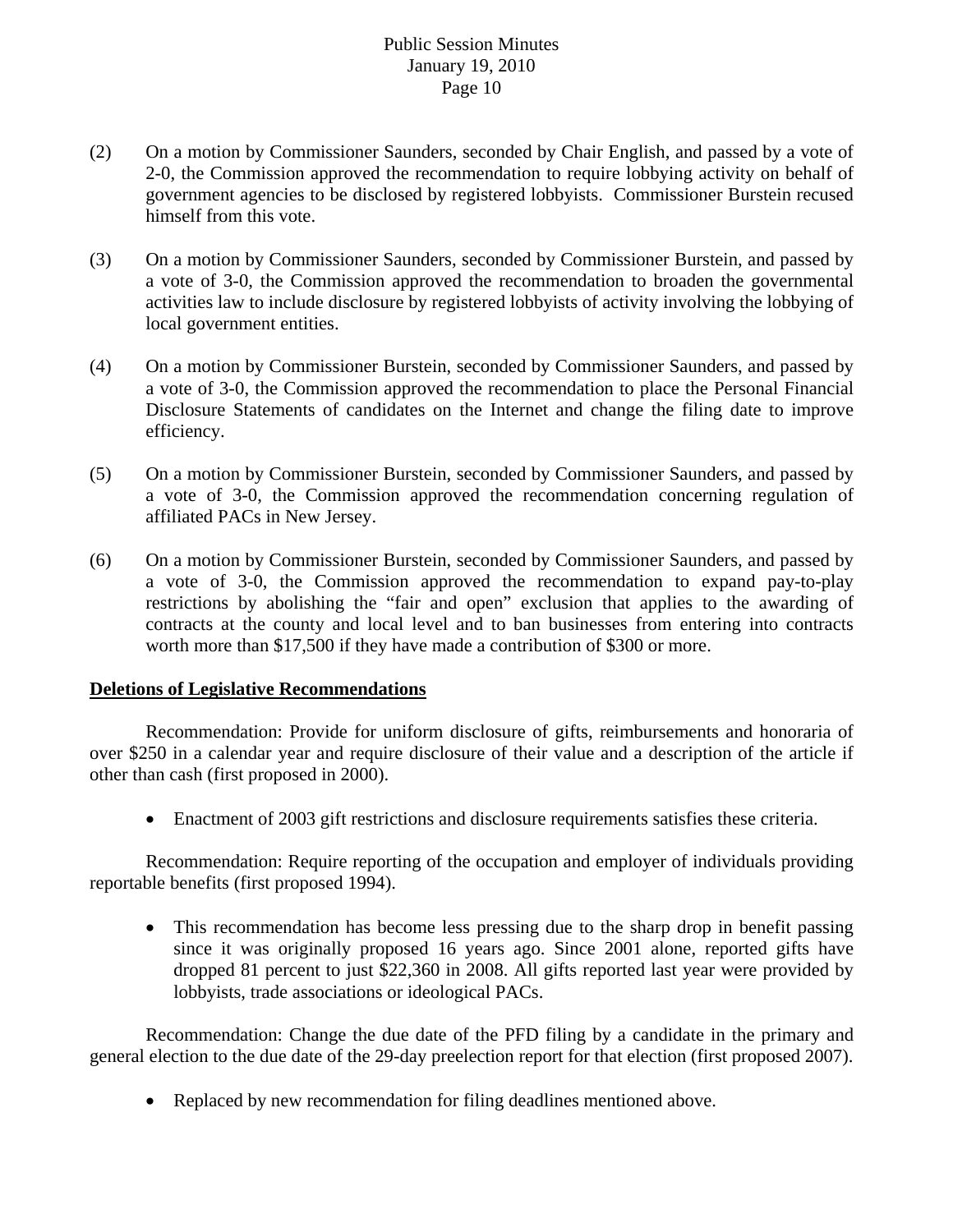(2) On a motion by Commissioner Saunders, seconded by Chair English, and passed by a vote of 2-0, the Commission approved the recommendation to require lobbying activity on behalf of government agencies to be disclosed by registered lobbyists. Commissioner Burstein recused himself from this vote.

(3) On a motion by Commissioner Saunders, seconded by Commissioner Burstein, and passed by a vote of 3-0, the Commission approved the recommendation to broaden the governmental activities law to include disclosure by registered lobbyists of activity involving the lobbying of local government entities.

(4) On a motion by Commissioner Burstein, seconded by Commissioner Saunders, and passed by a vote of 3-0, the Commission approved the recommendation to place the Personal Financial Disclosure Statements of candidates on the Internet and change the filing date to improve efficiency.

(5) On a motion by Commissioner Burstein, seconded by Commissioner Saunders, and passed by a vote of 3-0, the Commission approved the recommendation concerning regulation of affiliated PACs in New Jersey.

(6) On a motion by Commissioner Burstein, seconded by Commissioner Saunders, and passed by a vote of 3-0, the Commission approved the recommendation to expand pay-to-play restrictions by abolishing the "fair and open" exclusion that applies to the awarding of contracts at the county and local level and to ban businesses from entering into contracts worth more than $17,500 if they have made a contribution of $300 or more.

**Deletions of Legislative Recommendations**

Recommendation: Provide for uniform disclosure of gifts, reimbursements and honoraria of over $250 in a calendar year and require disclosure of their value and a description of the article if other than cash (first proposed in 2000).

- Enactment of 2003 gift restrictions and disclosure requirements satisfies these criteria.

Recommendation: Require reporting of the occupation and employer of individuals providing reportable benefits (first proposed 1994).

- This recommendation has become less pressing due to the sharp drop in benefit passing since it was originally proposed 16 years ago. Since 2001 alone, reported gifts have dropped 81 percent to just $22,360 in 2008. All gifts reported last year were provided by lobbyists, trade associations or ideological PACs.

Recommendation: Change the due date of the PFD filing by a candidate in the primary and general election to the due date of the 29-day preelection report for that election (first proposed 2007).

- Replaced by new recommendation for filing deadlines mentioned above.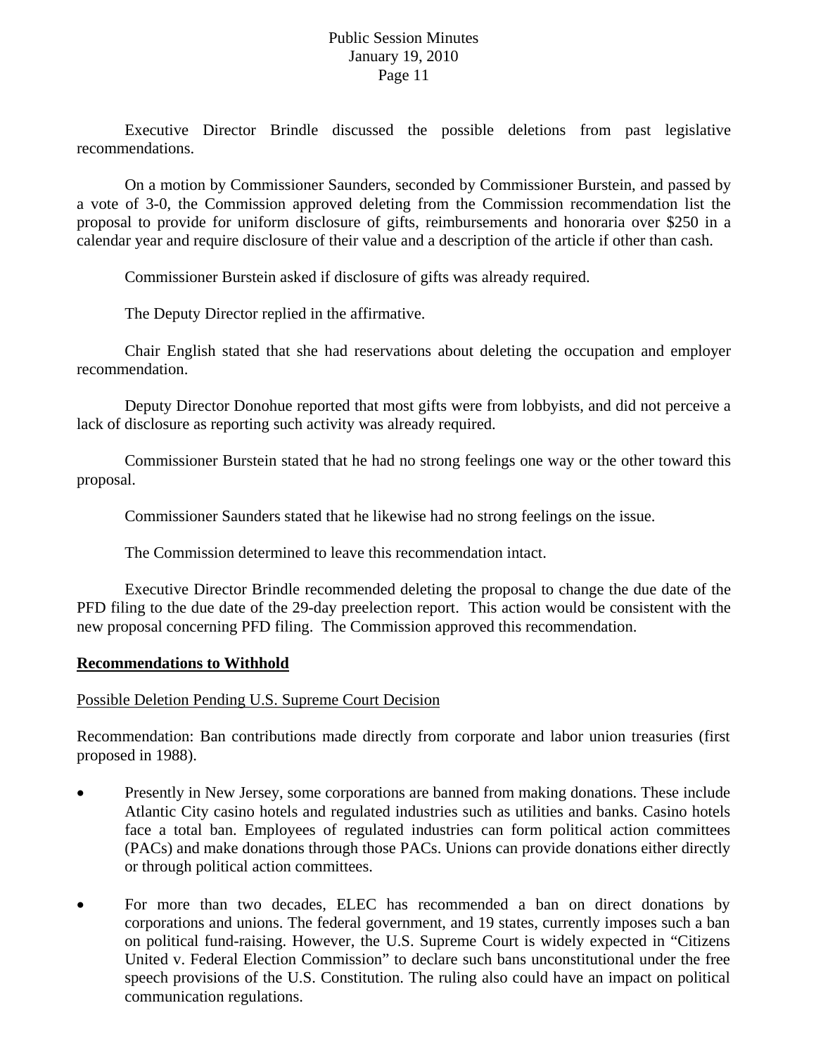Executive Director Brindle discussed the possible deletions from past legislative recommendations.

On a motion by Commissioner Saunders, seconded by Commissioner Burstein, and passed by a vote of 3-0, the Commission approved deleting from the Commission recommendation list the proposal to provide for uniform disclosure of gifts, reimbursements and honoraria over $250 in a calendar year and require disclosure of their value and a description of the article if other than cash.

Commissioner Burstein asked if disclosure of gifts was already required.

The Deputy Director replied in the affirmative.

Chair English stated that she had reservations about deleting the occupation and employer recommendation.

Deputy Director Donohue reported that most gifts were from lobbyists, and did not perceive a lack of disclosure as reporting such activity was already required.

Commissioner Burstein stated that he had no strong feelings one way or the other toward this proposal.

Commissioner Saunders stated that he likewise had no strong feelings on the issue.

The Commission determined to leave this recommendation intact.

Executive Director Brindle recommended deleting the proposal to change the due date of the PFD filing to the due date of the 29-day preelection report. This action would be consistent with the new proposal concerning PFD filing. The Commission approved this recommendation.

**Recommendations to Withhold**

Possible Deletion Pending U.S. Supreme Court Decision

Recommendation: Ban contributions made directly from corporate and labor union treasuries (first proposed in 1988).

- Presently in New Jersey, some corporations are banned from making donations. These include Atlantic City casino hotels and regulated industries such as utilities and banks. Casino hotels face a total ban. Employees of regulated industries can form political action committees (PACs) and make donations through those PACs. Unions can provide donations either directly or through political action committees.

- For more than two decades, ELEC has recommended a ban on direct donations by corporations and unions. The federal government, and 19 states, currently imposes such a ban on political fund-raising. However, the U.S. Supreme Court is widely expected in "Citizens United v. Federal Election Commission" to declare such bans unconstitutional under the free speech provisions of the U.S. Constitution. The ruling also could have an impact on political communication regulations.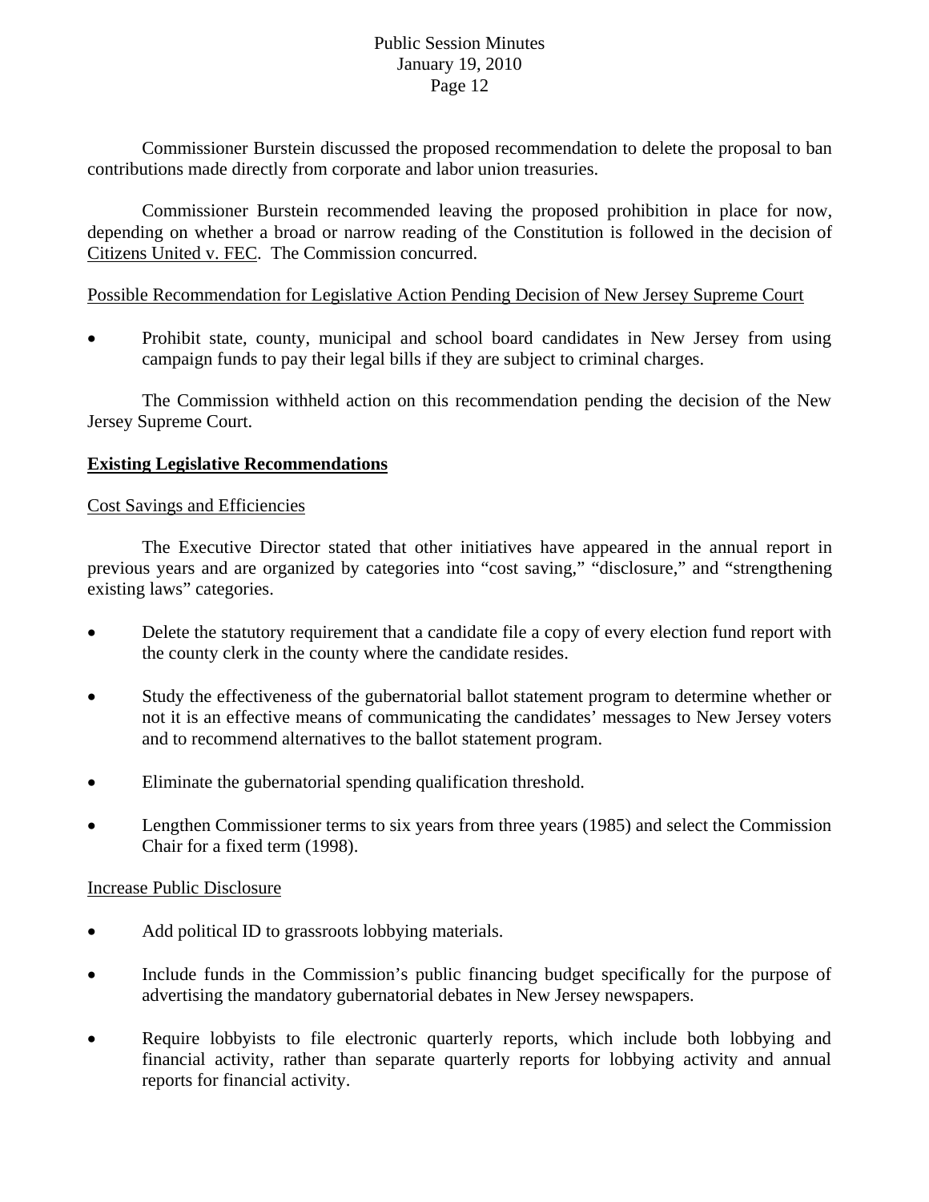Commissioner Burstein discussed the proposed recommendation to delete the proposal to ban contributions made directly from corporate and labor union treasuries.

Commissioner Burstein recommended leaving the proposed prohibition in place for now, depending on whether a broad or narrow reading of the Constitution is followed in the decision of Citizens United v. FEC. The Commission concurred.

Possible Recommendation for Legislative Action Pending Decision of New Jersey Supreme Court

- Prohibit state, county, municipal and school board candidates in New Jersey from using campaign funds to pay their legal bills if they are subject to criminal charges.

The Commission withheld action on this recommendation pending the decision of the New Jersey Supreme Court.

**Existing Legislative Recommendations**

Cost Savings and Efficiencies

The Executive Director stated that other initiatives have appeared in the annual report in previous years and are organized by categories into "cost saving," "disclosure," and "strengthening existing laws" categories.

- Delete the statutory requirement that a candidate file a copy of every election fund report with the county clerk in the county where the candidate resides.
- Study the effectiveness of the gubernatorial ballot statement program to determine whether or not it is an effective means of communicating the candidates' messages to New Jersey voters and to recommend alternatives to the ballot statement program.
- Eliminate the gubernatorial spending qualification threshold.
- Lengthen Commissioner terms to six years from three years (1985) and select the Commission Chair for a fixed term (1998).

Increase Public Disclosure

- Add political ID to grassroots lobbying materials.
- Include funds in the Commission's public financing budget specifically for the purpose of advertising the mandatory gubernatorial debates in New Jersey newspapers.
- Require lobbyists to file electronic quarterly reports, which include both lobbying and financial activity, rather than separate quarterly reports for lobbying activity and annual reports for financial activity.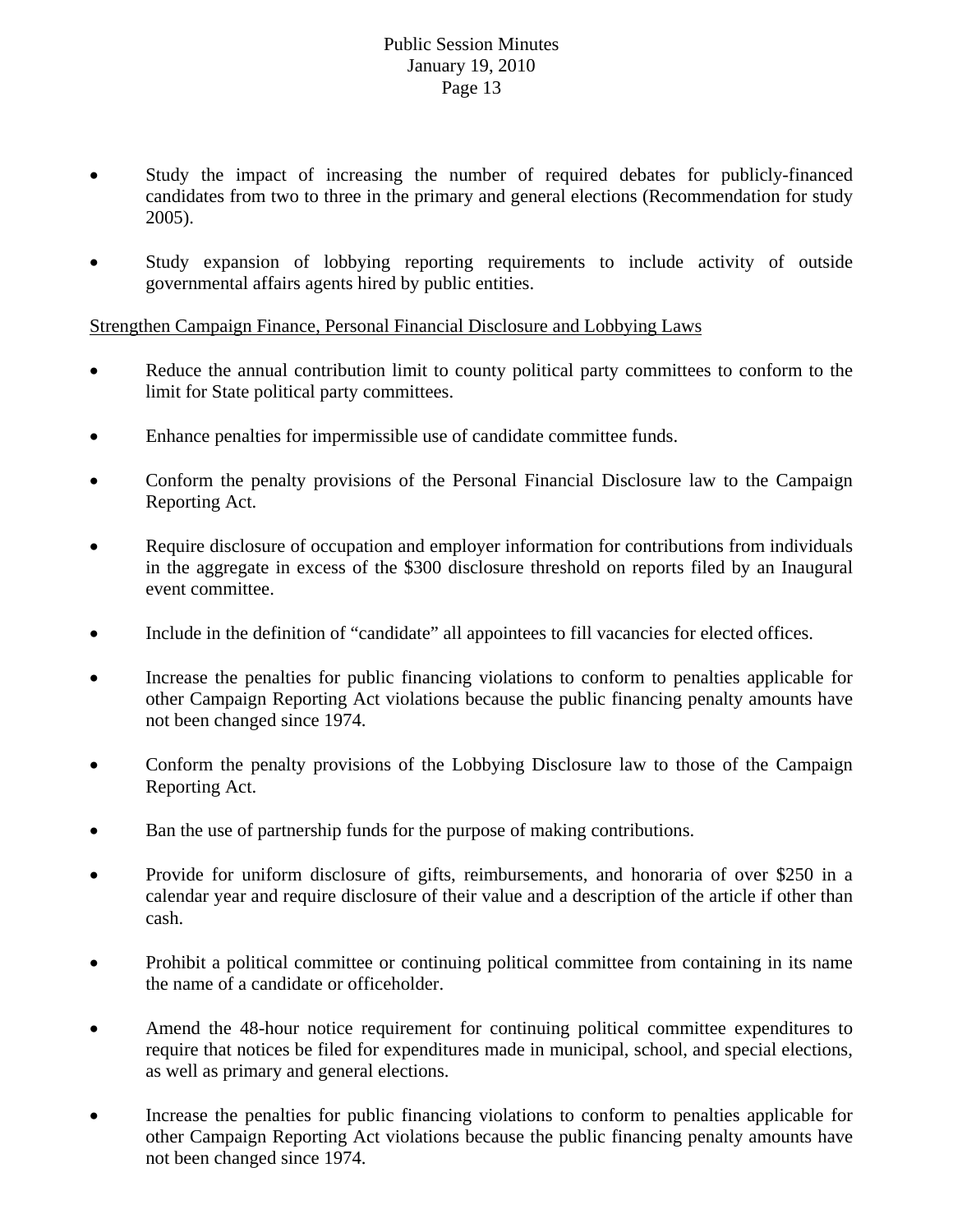- Study the impact of increasing the number of required debates for publicly-financed candidates from two to three in the primary and general elections (Recommendation for study 2005).

- Study expansion of lobbying reporting requirements to include activity of outside governmental affairs agents hired by public entities.

<u>Strengthen Campaign Finance, Personal Financial Disclosure and Lobbying Laws</u>

- Reduce the annual contribution limit to county political party committees to conform to the limit for State political party committees.

- Enhance penalties for impermissible use of candidate committee funds.

- Conform the penalty provisions of the Personal Financial Disclosure law to the Campaign Reporting Act.

- Require disclosure of occupation and employer information for contributions from individuals in the aggregate in excess of the $300 disclosure threshold on reports filed by an Inaugural event committee.

- Include in the definition of "candidate" all appointees to fill vacancies for elected offices.

- Increase the penalties for public financing violations to conform to penalties applicable for other Campaign Reporting Act violations because the public financing penalty amounts have not been changed since 1974.

- Conform the penalty provisions of the Lobbying Disclosure law to those of the Campaign Reporting Act.

- Ban the use of partnership funds for the purpose of making contributions.

- Provide for uniform disclosure of gifts, reimbursements, and honoraria of over $250 in a calendar year and require disclosure of their value and a description of the article if other than cash.

- Prohibit a political committee or continuing political committee from containing in its name the name of a candidate or officeholder.

- Amend the 48-hour notice requirement for continuing political committee expenditures to require that notices be filed for expenditures made in municipal, school, and special elections, as well as primary and general elections.

- Increase the penalties for public financing violations to conform to penalties applicable for other Campaign Reporting Act violations because the public financing penalty amounts have not been changed since 1974.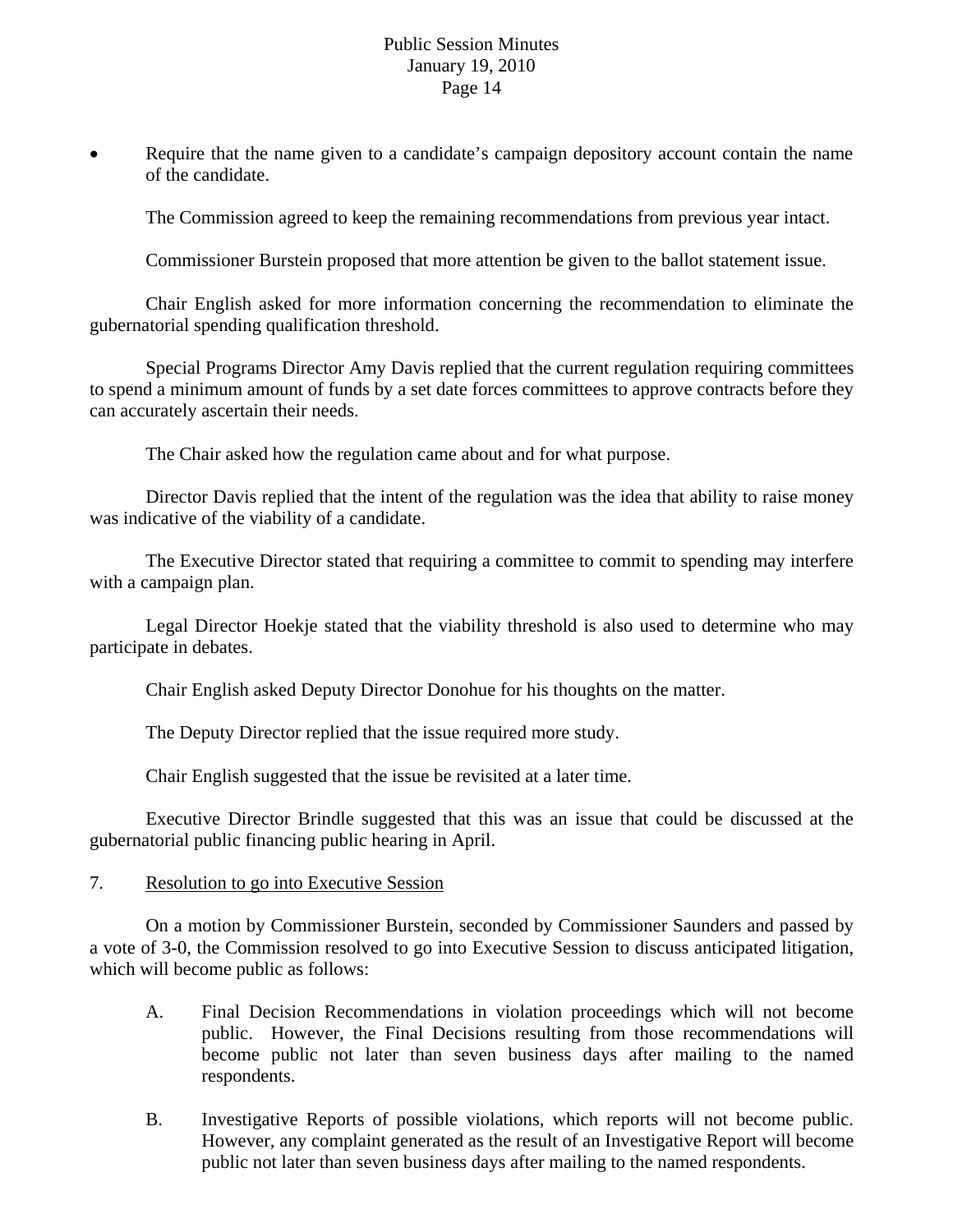- Require that the name given to a candidate's campaign depository account contain the name of the candidate.

The Commission agreed to keep the remaining recommendations from previous year intact.

Commissioner Burstein proposed that more attention be given to the ballot statement issue.

Chair English asked for more information concerning the recommendation to eliminate the gubernatorial spending qualification threshold.

Special Programs Director Amy Davis replied that the current regulation requiring committees to spend a minimum amount of funds by a set date forces committees to approve contracts before they can accurately ascertain their needs.

The Chair asked how the regulation came about and for what purpose.

Director Davis replied that the intent of the regulation was the idea that ability to raise money was indicative of the viability of a candidate.

The Executive Director stated that requiring a committee to commit to spending may interfere with a campaign plan.

Legal Director Hoekje stated that the viability threshold is also used to determine who may participate in debates.

Chair English asked Deputy Director Donohue for his thoughts on the matter.

The Deputy Director replied that the issue required more study.

Chair English suggested that the issue be revisited at a later time.

Executive Director Brindle suggested that this was an issue that could be discussed at the gubernatorial public financing public hearing in April.

7. Resolution to go into Executive Session

On a motion by Commissioner Burstein, seconded by Commissioner Saunders and passed by a vote of 3-0, the Commission resolved to go into Executive Session to discuss anticipated litigation, which will become public as follows:

A. Final Decision Recommendations in violation proceedings which will not become public. However, the Final Decisions resulting from those recommendations will become public not later than seven business days after mailing to the named respondents.

B. Investigative Reports of possible violations, which reports will not become public. However, any complaint generated as the result of an Investigative Report will become public not later than seven business days after mailing to the named respondents.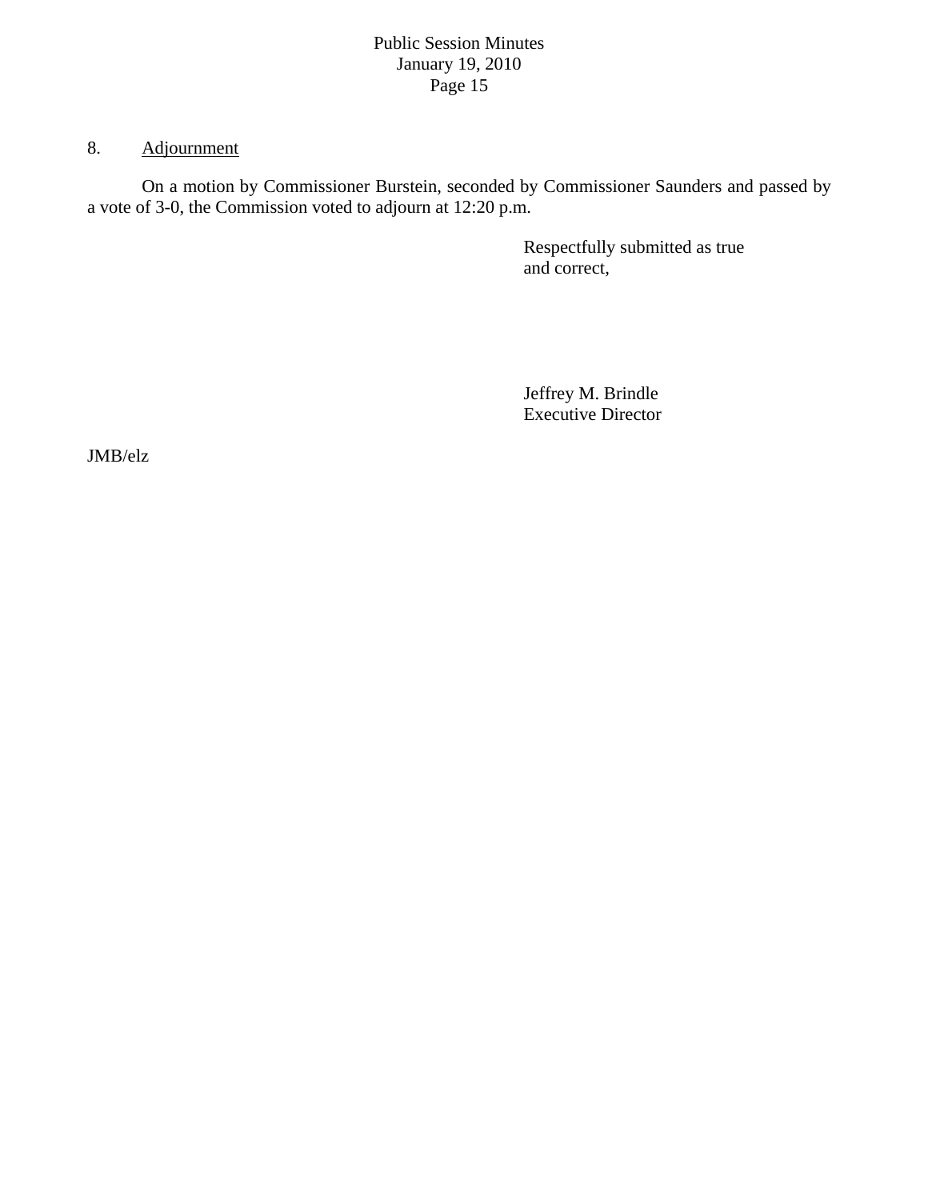8. Adjournment

On a motion by Commissioner Burstein, seconded by Commissioner Saunders and passed by a vote of 3-0, the Commission voted to adjourn at 12:20 p.m.

Respectfully submitted as true and correct,

Jeffrey M. Brindle
Executive Director

JMB/elz